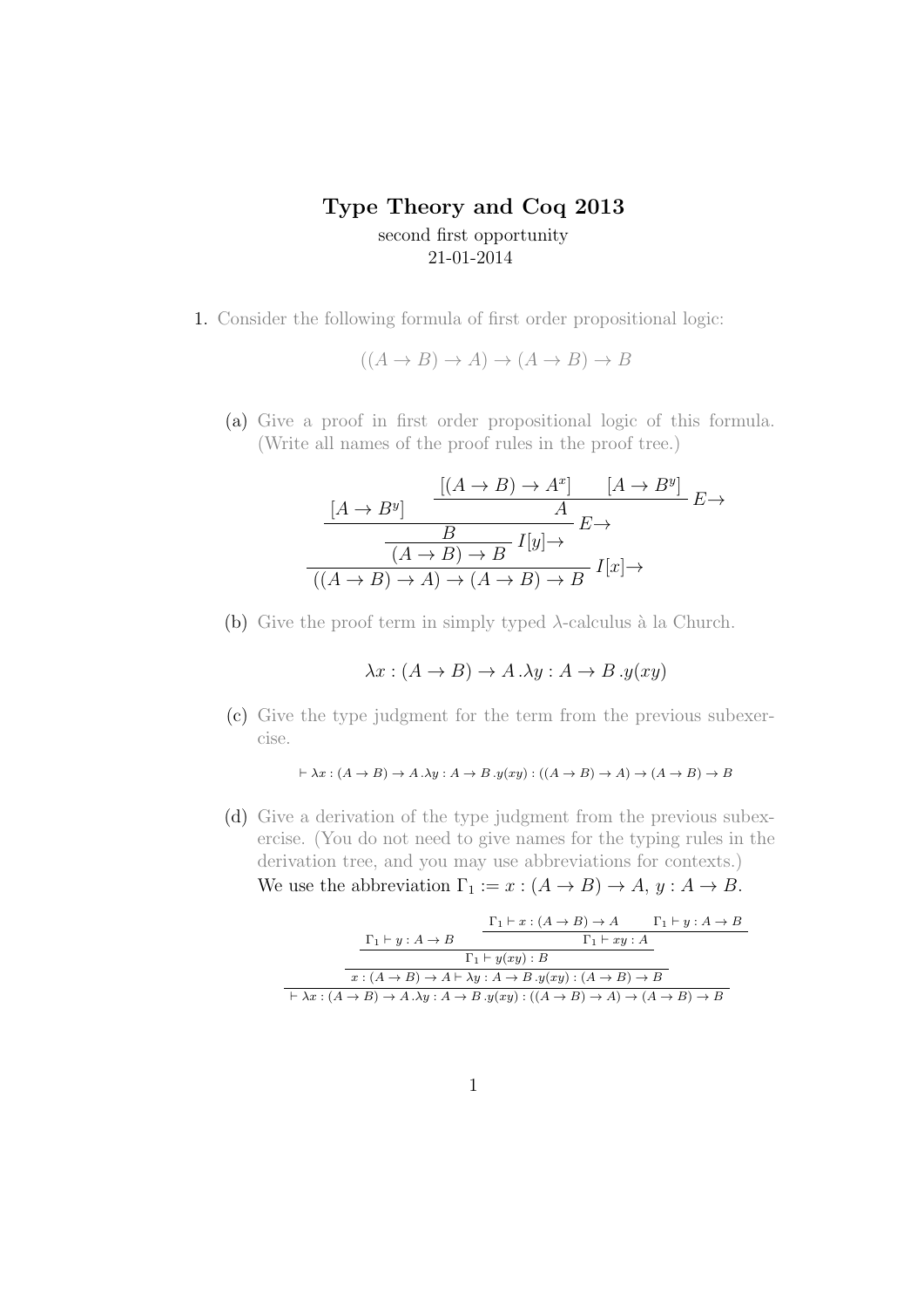# Type Theory and Coq 2013

second first opportunity
21-01-2014

1. Consider the following formula of first order propositional logic:

$$((A \to B) \to A) \to (A \to B) \to B$$

(a) Give a proof in first order propositional logic of this formula. (Write all names of the proof rules in the proof tree.)

$$\dfrac{\dfrac{[A \to B^y] \qquad \dfrac{[(A \to B) \to A^x] \qquad [A \to B^y]}{A}\, E{\to}}{\dfrac{B}{(A \to B) \to B}\, I[y]{\to}}\, E{\to}}{((A \to B) \to A) \to (A \to B) \to B}\, I[x]{\to}$$

(b) Give the proof term in simply typed $\lambda$-calculus à la Church.

$$\lambda x : (A \to B) \to A\,.\lambda y : A \to B\,.y(xy)$$

(c) Give the type judgment for the term from the previous subexercise.

$$\vdash \lambda x : (A \to B) \to A\,.\lambda y : A \to B\,.y(xy) : ((A \to B) \to A) \to (A \to B) \to B$$

(d) Give a derivation of the type judgment from the previous subexercise. (You do not need to give names for the typing rules in the derivation tree, and you may use abbreviations for contexts.)

We use the abbreviation $\Gamma_1 := x : (A \to B) \to A,\, y : A \to B$.

$$\dfrac{\dfrac{\dfrac{\Gamma_1 \vdash y : A \to B \qquad \dfrac{\Gamma_1 \vdash x : (A \to B) \to A \qquad \Gamma_1 \vdash y : A \to B}{\Gamma_1 \vdash xy : A}}{\Gamma_1 \vdash y(xy) : B}}{x : (A \to B) \to A \vdash \lambda y : A \to B\,.y(xy) : (A \to B) \to B}}{\vdash \lambda x : (A \to B) \to A\,.\lambda y : A \to B\,.y(xy) : ((A \to B) \to A) \to (A \to B) \to B}$$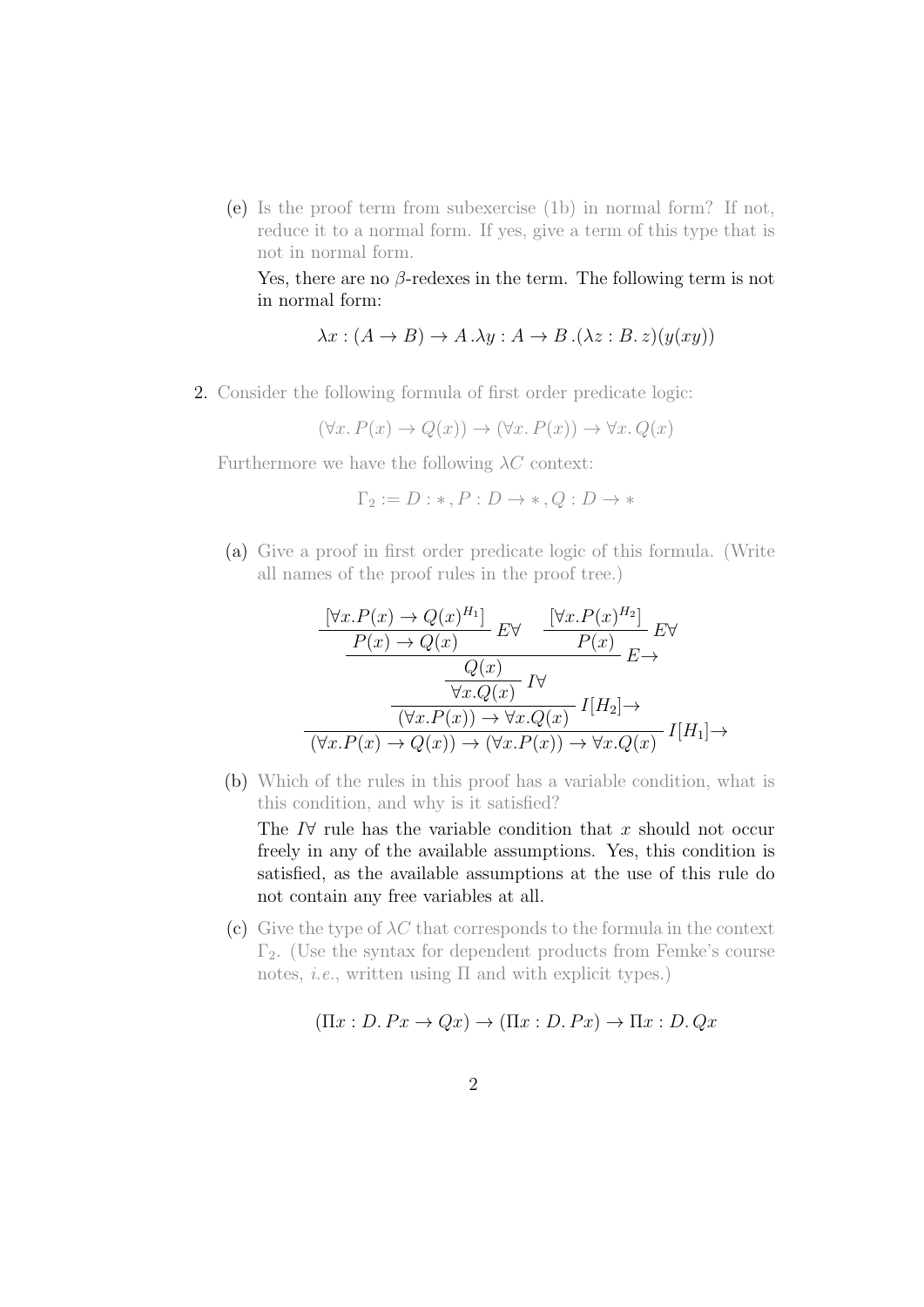(e) Is the proof term from subexercise (1b) in normal form? If not, reduce it to a normal form. If yes, give a term of this type that is not in normal form.

Yes, there are no $\beta$-redexes in the term. The following term is not in normal form:

$$\lambda x : (A \to B) \to A \,.\, \lambda y : A \to B \,.\, (\lambda z : B.\, z)(y(xy))$$

2. Consider the following formula of first order predicate logic:

$$(\forall x.\, P(x) \to Q(x)) \to (\forall x.\, P(x)) \to \forall x.\, Q(x)$$

Furthermore we have the following $\lambda C$ context:

$$\Gamma_2 := D : *\,, P : D \to *\,, Q : D \to *$$

(a) Give a proof in first order predicate logic of this formula. (Write all names of the proof rules in the proof tree.)

$$\dfrac{\dfrac{\dfrac{\dfrac{\dfrac{[\forall x.P(x) \to Q(x)^{H_1}]}{P(x) \to Q(x)}\, E\forall \qquad \dfrac{[\forall x.P(x)^{H_2}]}{P(x)}\, E\forall}{Q(x)}\, E{\to}}{\forall x.Q(x)}\, I\forall}{(\forall x.P(x)) \to \forall x.Q(x)}\, I[H_2]{\to}}{(\forall x.P(x) \to Q(x)) \to (\forall x.P(x)) \to \forall x.Q(x)}\, I[H_1]{\to}$$

(b) Which of the rules in this proof has a variable condition, what is this condition, and why is it satisfied?

The $I\forall$ rule has the variable condition that $x$ should not occur freely in any of the available assumptions. Yes, this condition is satisfied, as the available assumptions at the use of this rule do not contain any free variables at all.

(c) Give the type of $\lambda C$ that corresponds to the formula in the context $\Gamma_2$. (Use the syntax for dependent products from Femke's course notes, *i.e.*, written using $\Pi$ and with explicit types.)

$$(\Pi x : D.\, Px \to Qx) \to (\Pi x : D.\, Px) \to \Pi x : D.\, Qx$$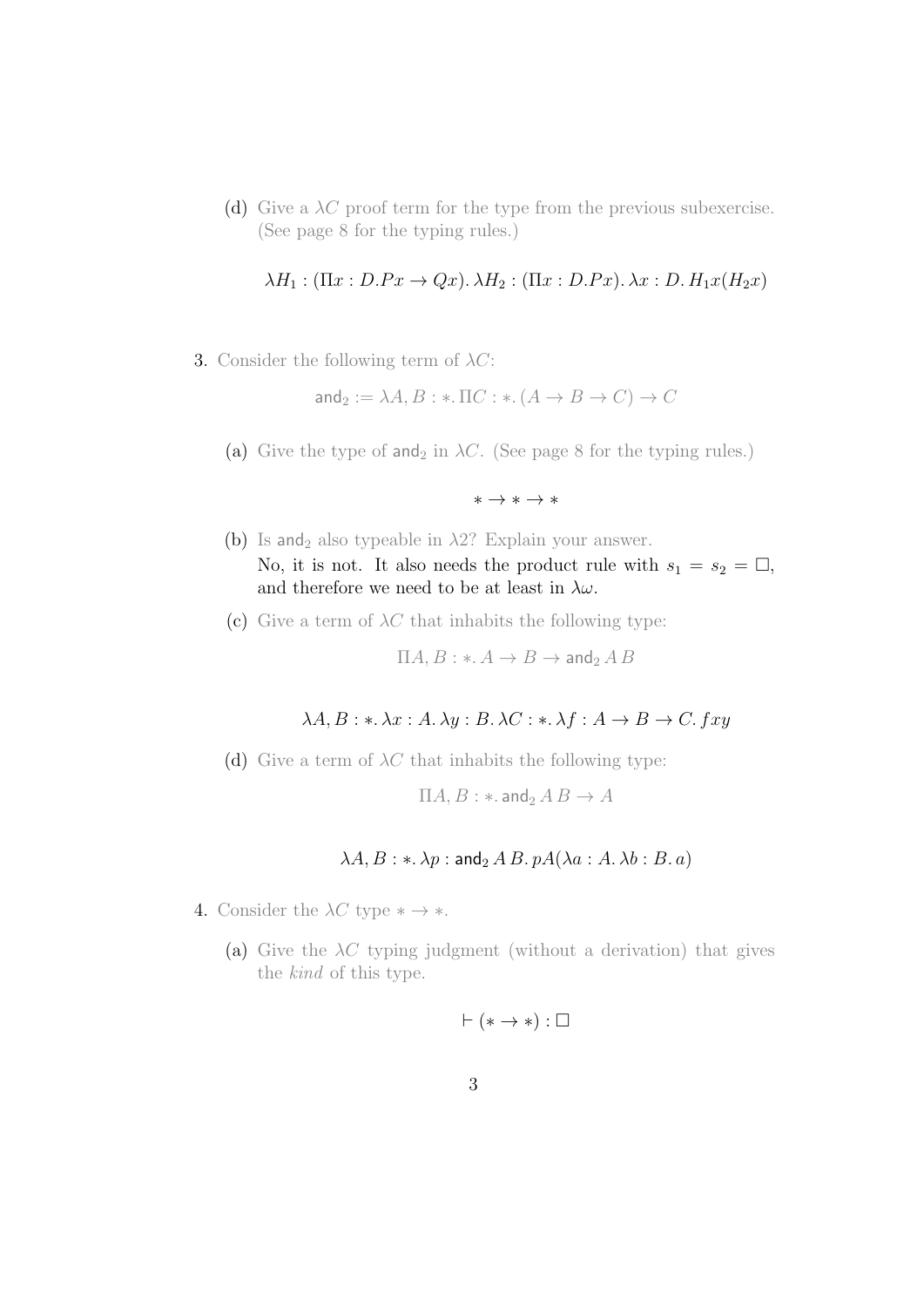(d) Give a $\lambda C$ proof term for the type from the previous subexercise. (See page 8 for the typing rules.)

$$\lambda H_1 : (\Pi x : D. Px \to Qx).\, \lambda H_2 : (\Pi x : D. Px).\, \lambda x : D.\, H_1 x (H_2 x)$$

3. Consider the following term of $\lambda C$:

$$\mathsf{and}_2 := \lambda A, B : *.\, \Pi C : *.\, (A \to B \to C) \to C$$

(a) Give the type of $\mathsf{and}_2$ in $\lambda C$. (See page 8 for the typing rules.)

$$* \to * \to *$$

(b) Is $\mathsf{and}_2$ also typeable in $\lambda 2$? Explain your answer.
No, it is not. It also needs the product rule with $s_1 = s_2 = \square$, and therefore we need to be at least in $\lambda\omega$.

(c) Give a term of $\lambda C$ that inhabits the following type:

$$\Pi A, B : *.\, A \to B \to \mathsf{and}_2\, A\, B$$

$$\lambda A, B : *.\, \lambda x : A.\, \lambda y : B.\, \lambda C : *.\, \lambda f : A \to B \to C.\, fxy$$

(d) Give a term of $\lambda C$ that inhabits the following type:

$$\Pi A, B : *.\, \mathsf{and}_2\, A\, B \to A$$

$$\lambda A, B : *.\, \lambda p : \mathsf{and}_2\, A\, B.\, pA(\lambda a : A.\, \lambda b : B.\, a)$$

4. Consider the $\lambda C$ type $* \to *$.

(a) Give the $\lambda C$ typing judgment (without a derivation) that gives the *kind* of this type.

$$\vdash (* \to *) : \square$$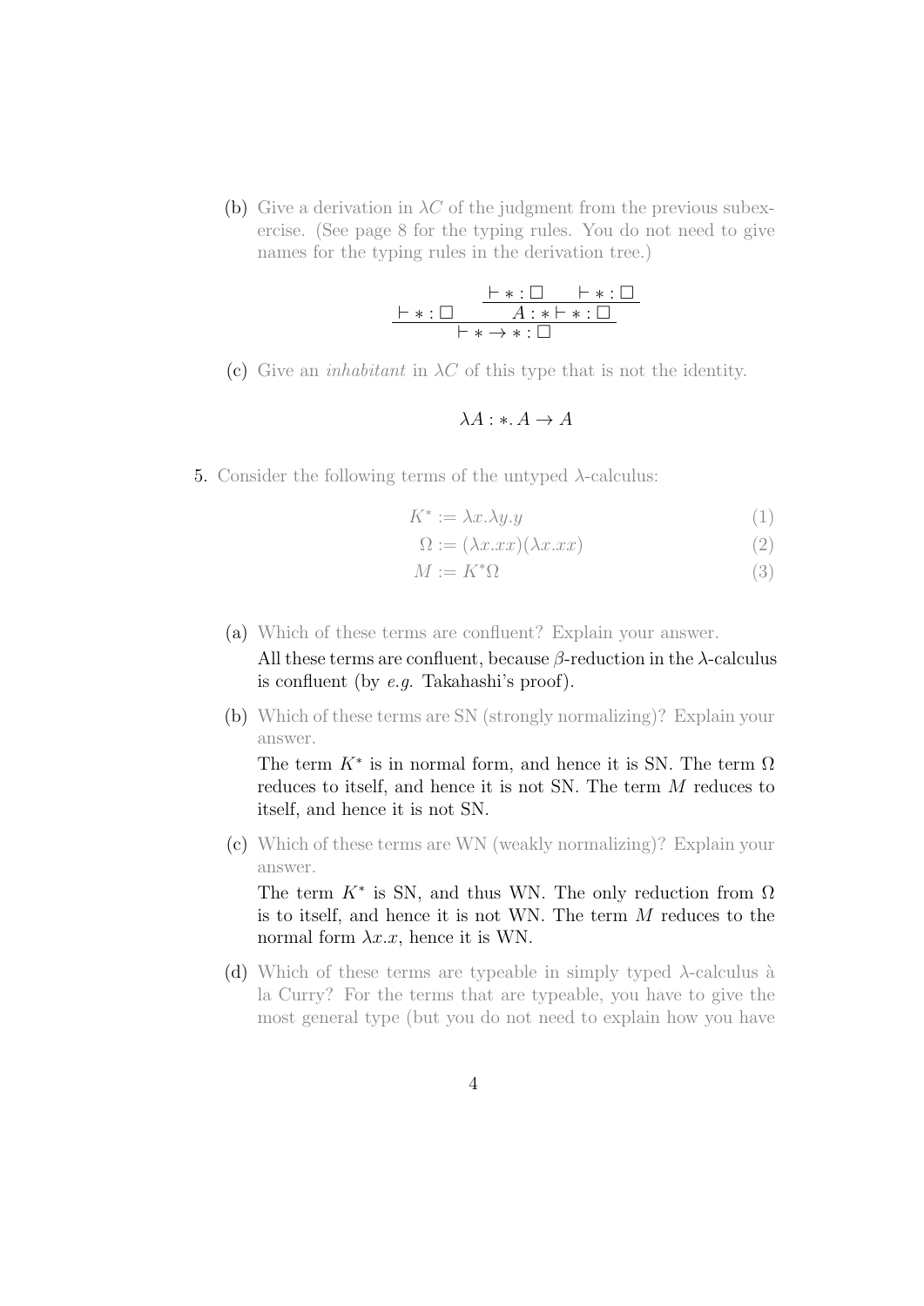(b) Give a derivation in $\lambda C$ of the judgment from the previous subexercise. (See page 8 for the typing rules. You do not need to give names for the typing rules in the derivation tree.)

$$\dfrac{\vdash * : \Box \qquad \dfrac{\vdash * : \Box \qquad \vdash * : \Box}{A : * \vdash * : \Box}}{\vdash * \to * : \Box}$$

(c) Give an *inhabitant* in $\lambda C$ of this type that is not the identity.

$$\lambda A : *. \, A \to A$$

5. Consider the following terms of the untyped $\lambda$-calculus:

$$K^* := \lambda x.\lambda y.y \tag{1}$$

$$\Omega := (\lambda x.xx)(\lambda x.xx) \tag{2}$$

$$M := K^*\Omega \tag{3}$$

(a) Which of these terms are confluent? Explain your answer.

All these terms are confluent, because $\beta$-reduction in the $\lambda$-calculus is confluent (by *e.g.* Takahashi's proof).

(b) Which of these terms are SN (strongly normalizing)? Explain your answer.

The term $K^*$ is in normal form, and hence it is SN. The term $\Omega$ reduces to itself, and hence it is not SN. The term $M$ reduces to itself, and hence it is not SN.

(c) Which of these terms are WN (weakly normalizing)? Explain your answer.

The term $K^*$ is SN, and thus WN. The only reduction from $\Omega$ is to itself, and hence it is not WN. The term $M$ reduces to the normal form $\lambda x.x$, hence it is WN.

(d) Which of these terms are typeable in simply typed $\lambda$-calculus à la Curry? For the terms that are typeable, you have to give the most general type (but you do not need to explain how you have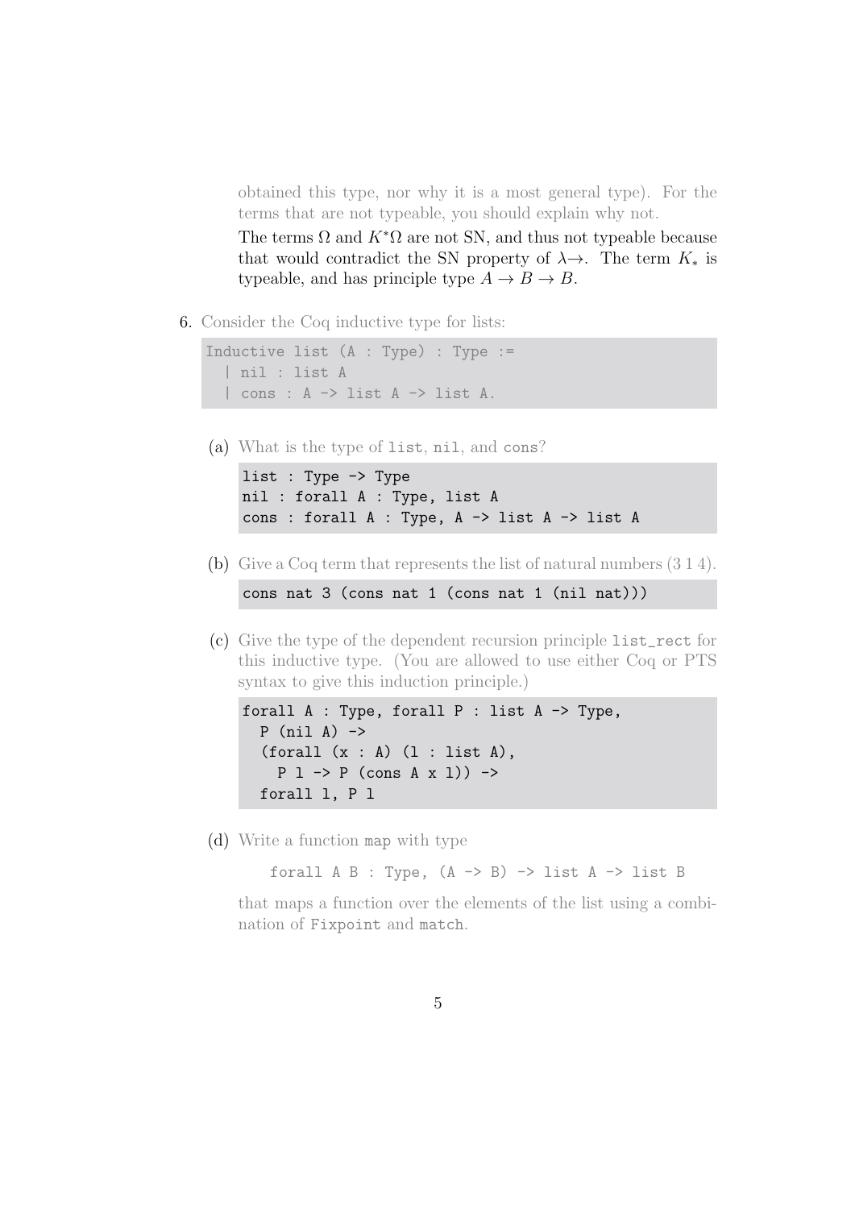obtained this type, nor why it is a most general type). For the terms that are not typeable, you should explain why not.

The terms $\Omega$ and $K^*\Omega$ are not SN, and thus not typeable because that would contradict the SN property of $\lambda\!\rightarrow$. The term $K_*$ is typeable, and has principle type $A \to B \to B$.

6. Consider the Coq inductive type for lists:

```
Inductive list (A : Type) : Type :=
  | nil : list A
  | cons : A -> list A -> list A.
```

(a) What is the type of `list`, `nil`, and `cons`?

```
list : Type -> Type
nil : forall A : Type, list A
cons : forall A : Type, A -> list A -> list A
```

(b) Give a Coq term that represents the list of natural numbers (3 1 4).

```
cons nat 3 (cons nat 1 (cons nat 1 (nil nat)))
```

(c) Give the type of the dependent recursion principle `list_rect` for this inductive type. (You are allowed to use either Coq or PTS syntax to give this induction principle.)

```
forall A : Type, forall P : list A -> Type,
  P (nil A) ->
  (forall (x : A) (l : list A),
    P l -> P (cons A x l)) ->
  forall l, P l
```

(d) Write a function `map` with type

```
forall A B : Type, (A -> B) -> list A -> list B
```

that maps a function over the elements of the list using a combination of `Fixpoint` and `match`.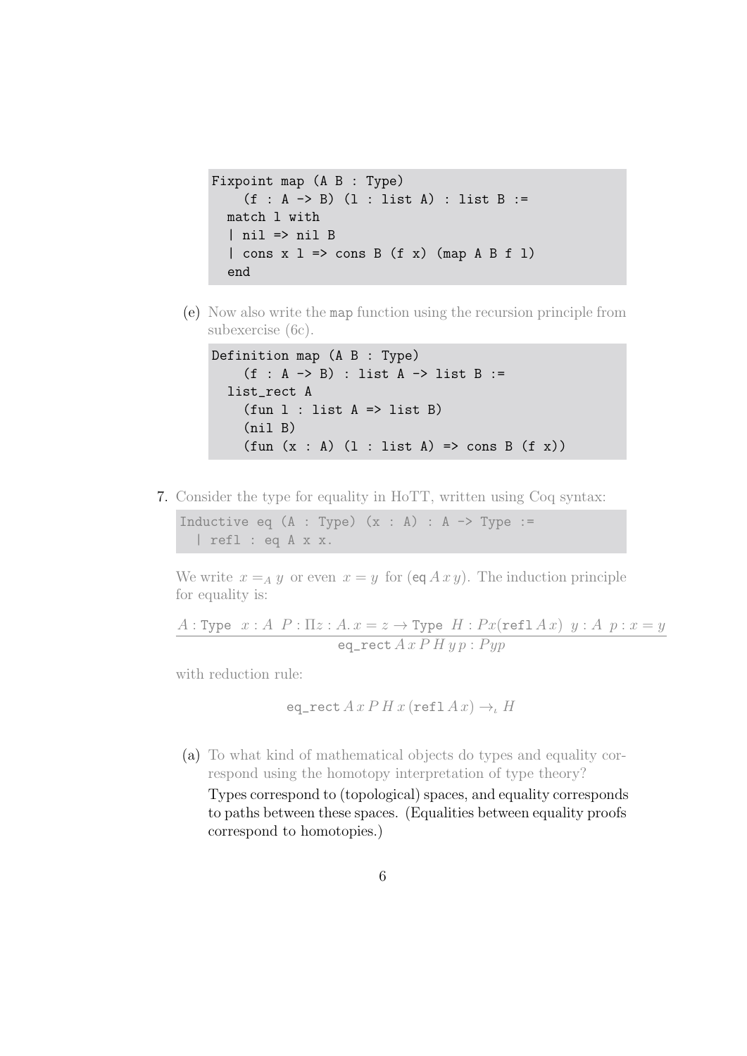```
Fixpoint map (A B : Type)
    (f : A -> B) (l : list A) : list B :=
  match l with
  | nil => nil B
  | cons x l => cons B (f x) (map A B f l)
  end
```

(e) Now also write the `map` function using the recursion principle from subexercise (6c).

```
Definition map (A B : Type)
    (f : A -> B) : list A -> list B :=
  list_rect A
    (fun l : list A => list B)
    (nil B)
    (fun (x : A) (l : list A) => cons B (f x))
```

7. Consider the type for equality in HoTT, written using Coq syntax:

```
Inductive eq (A : Type) (x : A) : A -> Type :=
  | refl : eq A x x.
```

We write $x =_A y$ or even $x = y$ for $(\texttt{eq}\, A\, x\, y)$. The induction principle for equality is:

$$\frac{A : \texttt{Type} \quad x : A \quad P : \Pi z : A.\, x = z \to \texttt{Type} \quad H : P x (\texttt{refl}\, A\, x) \quad y : A \quad p : x = y}{\texttt{eq\_rect}\, A\, x\, P\, H\, y\, p : P y p}$$

with reduction rule:

$$\texttt{eq\_rect}\, A\, x\, P\, H\, x\, (\texttt{refl}\, A\, x) \to_\iota H$$

(a) To what kind of mathematical objects do types and equality correspond using the homotopy interpretation of type theory?

Types correspond to (topological) spaces, and equality corresponds to paths between these spaces. (Equalities between equality proofs correspond to homotopies.)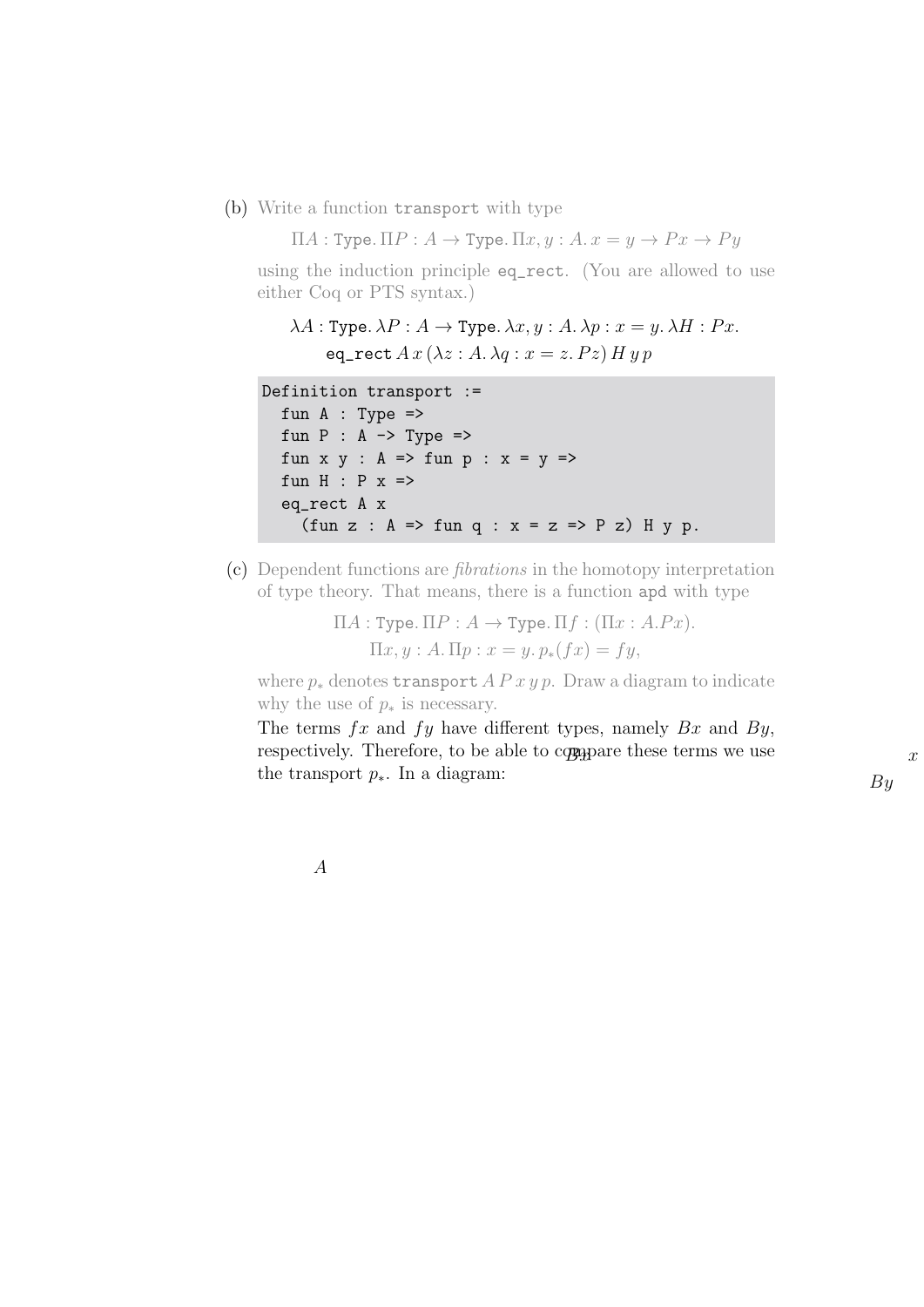(b) Write a function transport with type

$$\Pi A : \texttt{Type}.\, \Pi P : A \to \texttt{Type}.\, \Pi x, y : A.\, x = y \to P x \to P y$$

using the induction principle eq_rect. (You are allowed to use either Coq or PTS syntax.)

$$\lambda A : \texttt{Type}.\, \lambda P : A \to \texttt{Type}.\, \lambda x, y : A.\, \lambda p : x = y.\, \lambda H : P x.$$
$$\texttt{eq\_rect}\, A\, x\, (\lambda z : A.\, \lambda q : x = z.\, P z)\, H\, y\, p$$

```
Definition transport :=
  fun A : Type =>
  fun P : A -> Type =>
  fun x y : A => fun p : x = y =>
  fun H : P x =>
  eq_rect A x
    (fun z : A => fun q : x = z => P z) H y p.
```

(c) Dependent functions are *fibrations* in the homotopy interpretation of type theory. That means, there is a function apd with type

$$\Pi A : \texttt{Type}.\, \Pi P : A \to \texttt{Type}.\, \Pi f : (\Pi x : A. P x).$$
$$\Pi x, y : A.\, \Pi p : x = y.\, p_*(f x) = f y,$$

where $p_*$ denotes transport $A\, P\, x\, y\, p$. Draw a diagram to indicate why the use of $p_*$ is necessary.

The terms $fx$ and $fy$ have different types, namely $Bx$ and $By$, respectively. Therefore, to be able to compare these terms we use the transport $p_*$. In a diagram:

$Bx$ $\quad$ $x$ $\quad$ $By$

$A$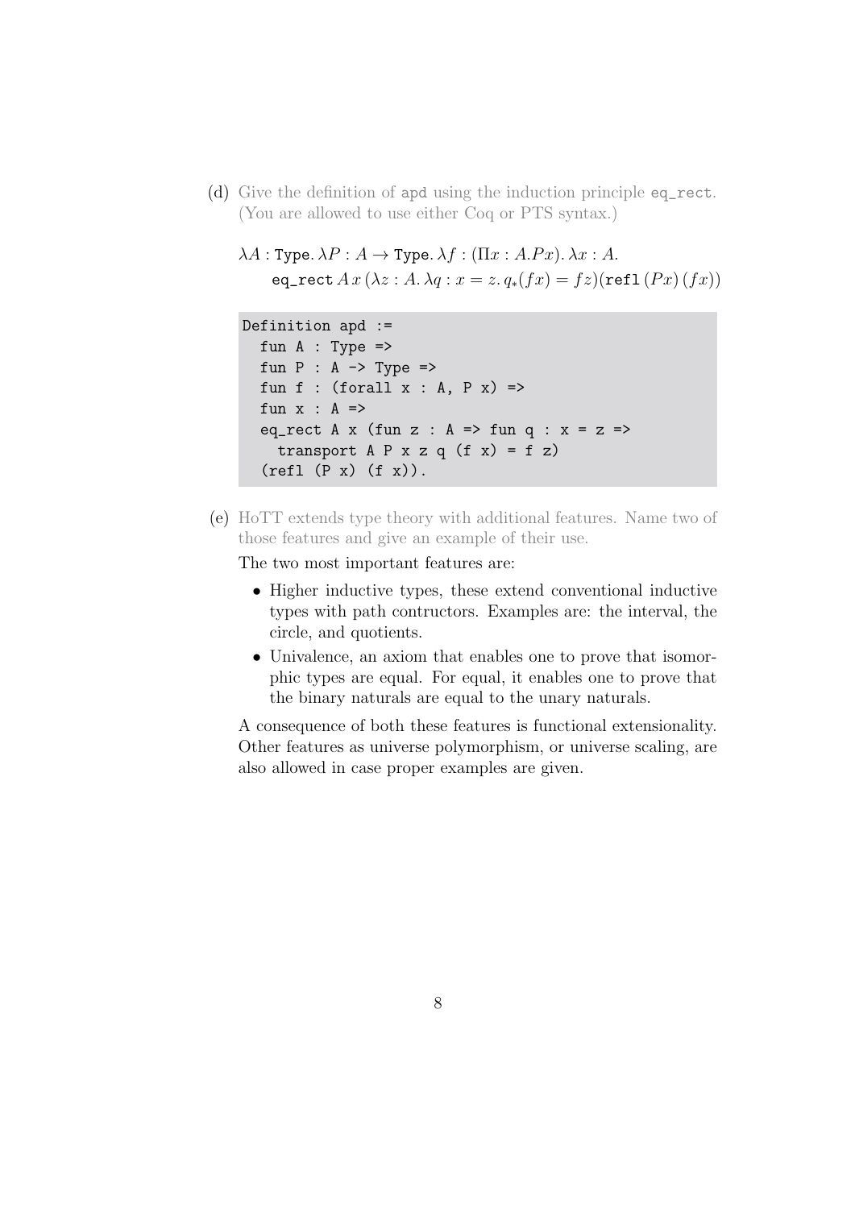(d) Give the definition of apd using the induction principle eq_rect. (You are allowed to use either Coq or PTS syntax.)

$\lambda A : \texttt{Type}.\, \lambda P : A \to \texttt{Type}.\, \lambda f : (\Pi x : A. P x).\, \lambda x : A.$
$\quad \texttt{eq\_rect}\, A\, x\, (\lambda z : A.\, \lambda q : x = z.\, q_*(f x) = f z)(\texttt{refl}\,(P x)\,(f x))$

```
Definition apd :=
  fun A : Type =>
  fun P : A -> Type =>
  fun f : (forall x : A, P x) =>
  fun x : A =>
  eq_rect A x (fun z : A => fun q : x = z =>
    transport A P x z q (f x) = f z)
  (refl (P x) (f x)).
```

(e) HoTT extends type theory with additional features. Name two of those features and give an example of their use.

The two most important features are:

- Higher inductive types, these extend conventional inductive types with path contructors. Examples are: the interval, the circle, and quotients.
- Univalence, an axiom that enables one to prove that isomorphic types are equal. For equal, it enables one to prove that the binary naturals are equal to the unary naturals.

A consequence of both these features is functional extensionality. Other features as universe polymorphism, or universe scaling, are also allowed in case proper examples are given.